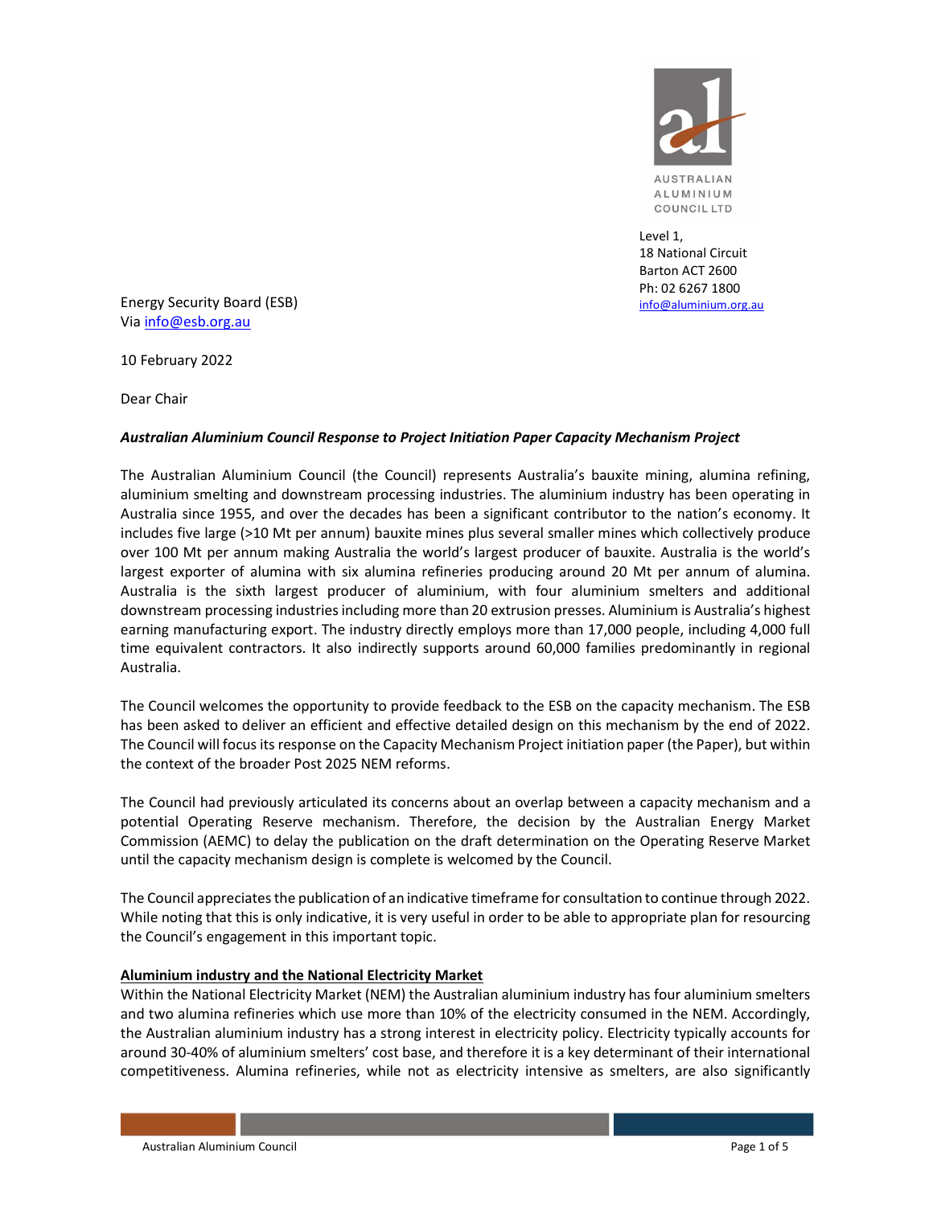AUSTRALIAN
ALUMINIUM
COUNCIL LTD

Level 1,
18 National Circuit
Barton ACT 2600
Ph: 02 6267 1800
info@aluminium.org.au

Energy Security Board (ESB)
Via info@esb.org.au

10 February 2022

Dear Chair

***Australian Aluminium Council Response to Project Initiation Paper Capacity Mechanism Project***

The Australian Aluminium Council (the Council) represents Australia's bauxite mining, alumina refining, aluminium smelting and downstream processing industries. The aluminium industry has been operating in Australia since 1955, and over the decades has been a significant contributor to the nation's economy. It includes five large (>10 Mt per annum) bauxite mines plus several smaller mines which collectively produce over 100 Mt per annum making Australia the world's largest producer of bauxite. Australia is the world's largest exporter of alumina with six alumina refineries producing around 20 Mt per annum of alumina. Australia is the sixth largest producer of aluminium, with four aluminium smelters and additional downstream processing industries including more than 20 extrusion presses. Aluminium is Australia's highest earning manufacturing export. The industry directly employs more than 17,000 people, including 4,000 full time equivalent contractors. It also indirectly supports around 60,000 families predominantly in regional Australia.

The Council welcomes the opportunity to provide feedback to the ESB on the capacity mechanism. The ESB has been asked to deliver an efficient and effective detailed design on this mechanism by the end of 2022. The Council will focus its response on the Capacity Mechanism Project initiation paper (the Paper), but within the context of the broader Post 2025 NEM reforms.

The Council had previously articulated its concerns about an overlap between a capacity mechanism and a potential Operating Reserve mechanism. Therefore, the decision by the Australian Energy Market Commission (AEMC) to delay the publication on the draft determination on the Operating Reserve Market until the capacity mechanism design is complete is welcomed by the Council.

The Council appreciates the publication of an indicative timeframe for consultation to continue through 2022. While noting that this is only indicative, it is very useful in order to be able to appropriate plan for resourcing the Council's engagement in this important topic.

## Aluminium industry and the National Electricity Market

Within the National Electricity Market (NEM) the Australian aluminium industry has four aluminium smelters and two alumina refineries which use more than 10% of the electricity consumed in the NEM. Accordingly, the Australian aluminium industry has a strong interest in electricity policy. Electricity typically accounts for around 30-40% of aluminium smelters' cost base, and therefore it is a key determinant of their international competitiveness. Alumina refineries, while not as electricity intensive as smelters, are also significantly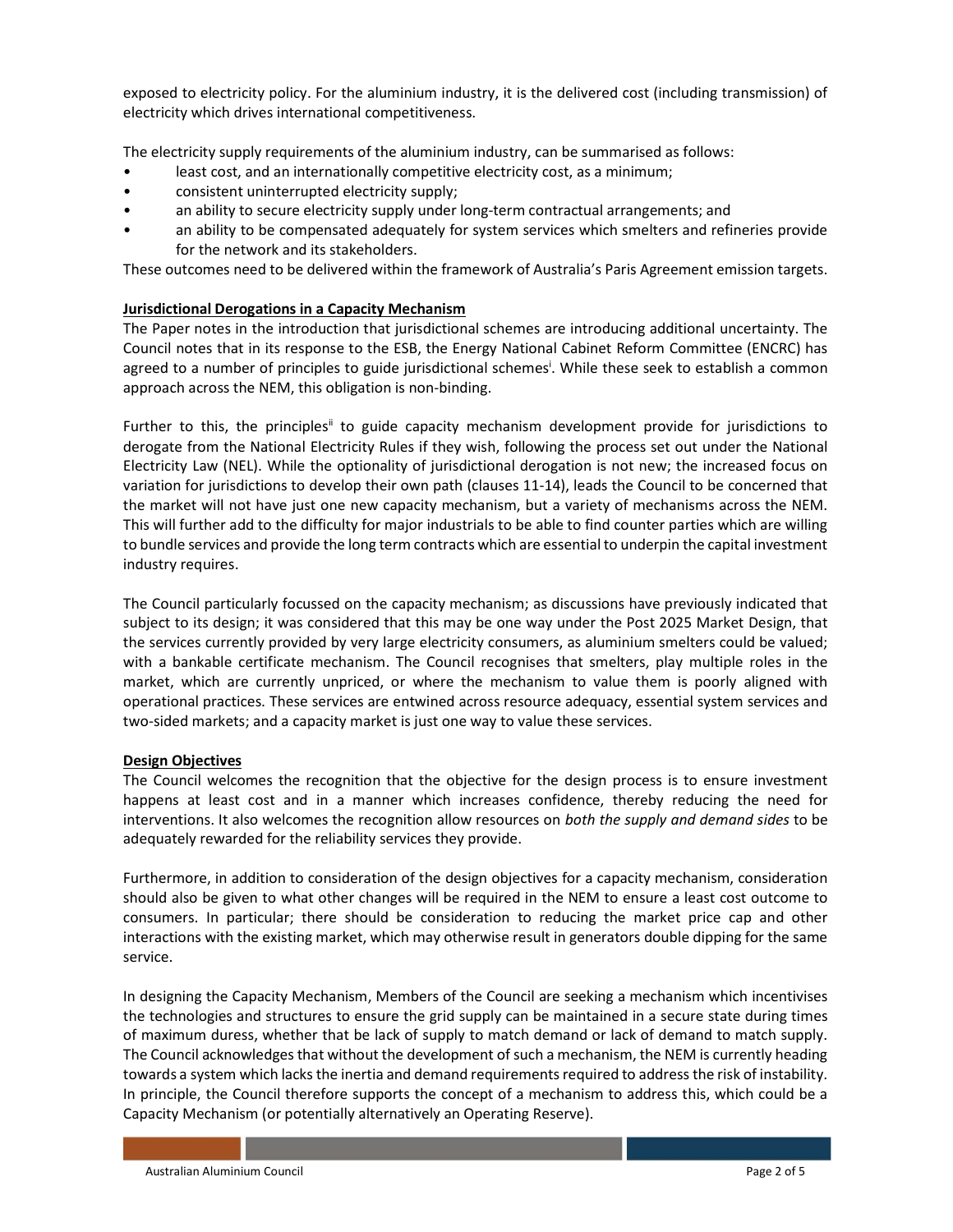exposed to electricity policy. For the aluminium industry, it is the delivered cost (including transmission) of electricity which drives international competitiveness.

The electricity supply requirements of the aluminium industry, can be summarised as follows:

- least cost, and an internationally competitive electricity cost, as a minimum;
- consistent uninterrupted electricity supply;
- an ability to secure electricity supply under long-term contractual arrangements; and
- an ability to be compensated adequately for system services which smelters and refineries provide for the network and its stakeholders.

These outcomes need to be delivered within the framework of Australia's Paris Agreement emission targets.

**Jurisdictional Derogations in a Capacity Mechanism**

The Paper notes in the introduction that jurisdictional schemes are introducing additional uncertainty. The Council notes that in its response to the ESB, the Energy National Cabinet Reform Committee (ENCRC) has agreed to a number of principles to guide jurisdictional schemes[i]. While these seek to establish a common approach across the NEM, this obligation is non-binding.

Further to this, the principles[ii] to guide capacity mechanism development provide for jurisdictions to derogate from the National Electricity Rules if they wish, following the process set out under the National Electricity Law (NEL). While the optionality of jurisdictional derogation is not new; the increased focus on variation for jurisdictions to develop their own path (clauses 11-14), leads the Council to be concerned that the market will not have just one new capacity mechanism, but a variety of mechanisms across the NEM. This will further add to the difficulty for major industrials to be able to find counter parties which are willing to bundle services and provide the long term contracts which are essential to underpin the capital investment industry requires.

The Council particularly focussed on the capacity mechanism; as discussions have previously indicated that subject to its design; it was considered that this may be one way under the Post 2025 Market Design, that the services currently provided by very large electricity consumers, as aluminium smelters could be valued; with a bankable certificate mechanism. The Council recognises that smelters, play multiple roles in the market, which are currently unpriced, or where the mechanism to value them is poorly aligned with operational practices. These services are entwined across resource adequacy, essential system services and two-sided markets; and a capacity market is just one way to value these services.

**Design Objectives**

The Council welcomes the recognition that the objective for the design process is to ensure investment happens at least cost and in a manner which increases confidence, thereby reducing the need for interventions. It also welcomes the recognition allow resources on *both the supply and demand sides* to be adequately rewarded for the reliability services they provide.

Furthermore, in addition to consideration of the design objectives for a capacity mechanism, consideration should also be given to what other changes will be required in the NEM to ensure a least cost outcome to consumers. In particular; there should be consideration to reducing the market price cap and other interactions with the existing market, which may otherwise result in generators double dipping for the same service.

In designing the Capacity Mechanism, Members of the Council are seeking a mechanism which incentivises the technologies and structures to ensure the grid supply can be maintained in a secure state during times of maximum duress, whether that be lack of supply to match demand or lack of demand to match supply. The Council acknowledges that without the development of such a mechanism, the NEM is currently heading towards a system which lacks the inertia and demand requirements required to address the risk of instability. In principle, the Council therefore supports the concept of a mechanism to address this, which could be a Capacity Mechanism (or potentially alternatively an Operating Reserve).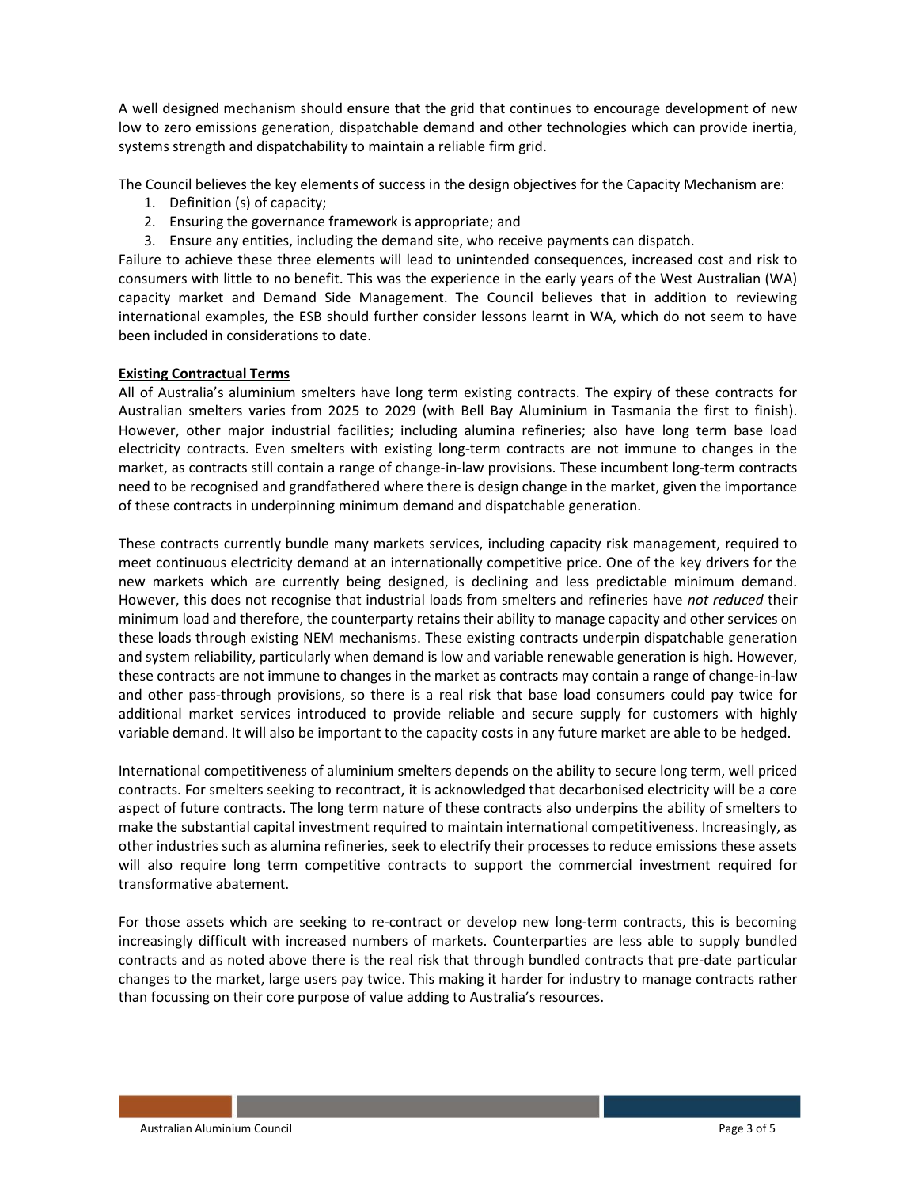A well designed mechanism should ensure that the grid that continues to encourage development of new low to zero emissions generation, dispatchable demand and other technologies which can provide inertia, systems strength and dispatchability to maintain a reliable firm grid.

The Council believes the key elements of success in the design objectives for the Capacity Mechanism are:

1. Definition (s) of capacity;
2. Ensuring the governance framework is appropriate; and
3. Ensure any entities, including the demand site, who receive payments can dispatch.

Failure to achieve these three elements will lead to unintended consequences, increased cost and risk to consumers with little to no benefit. This was the experience in the early years of the West Australian (WA) capacity market and Demand Side Management. The Council believes that in addition to reviewing international examples, the ESB should further consider lessons learnt in WA, which do not seem to have been included in considerations to date.

**Existing Contractual Terms**

All of Australia's aluminium smelters have long term existing contracts. The expiry of these contracts for Australian smelters varies from 2025 to 2029 (with Bell Bay Aluminium in Tasmania the first to finish). However, other major industrial facilities; including alumina refineries; also have long term base load electricity contracts. Even smelters with existing long-term contracts are not immune to changes in the market, as contracts still contain a range of change-in-law provisions. These incumbent long-term contracts need to be recognised and grandfathered where there is design change in the market, given the importance of these contracts in underpinning minimum demand and dispatchable generation.

These contracts currently bundle many markets services, including capacity risk management, required to meet continuous electricity demand at an internationally competitive price. One of the key drivers for the new markets which are currently being designed, is declining and less predictable minimum demand. However, this does not recognise that industrial loads from smelters and refineries have *not reduced* their minimum load and therefore, the counterparty retains their ability to manage capacity and other services on these loads through existing NEM mechanisms. These existing contracts underpin dispatchable generation and system reliability, particularly when demand is low and variable renewable generation is high. However, these contracts are not immune to changes in the market as contracts may contain a range of change-in-law and other pass-through provisions, so there is a real risk that base load consumers could pay twice for additional market services introduced to provide reliable and secure supply for customers with highly variable demand. It will also be important to the capacity costs in any future market are able to be hedged.

International competitiveness of aluminium smelters depends on the ability to secure long term, well priced contracts. For smelters seeking to recontract, it is acknowledged that decarbonised electricity will be a core aspect of future contracts. The long term nature of these contracts also underpins the ability of smelters to make the substantial capital investment required to maintain international competitiveness. Increasingly, as other industries such as alumina refineries, seek to electrify their processes to reduce emissions these assets will also require long term competitive contracts to support the commercial investment required for transformative abatement.

For those assets which are seeking to re-contract or develop new long-term contracts, this is becoming increasingly difficult with increased numbers of markets. Counterparties are less able to supply bundled contracts and as noted above there is the real risk that through bundled contracts that pre-date particular changes to the market, large users pay twice. This making it harder for industry to manage contracts rather than focussing on their core purpose of value adding to Australia's resources.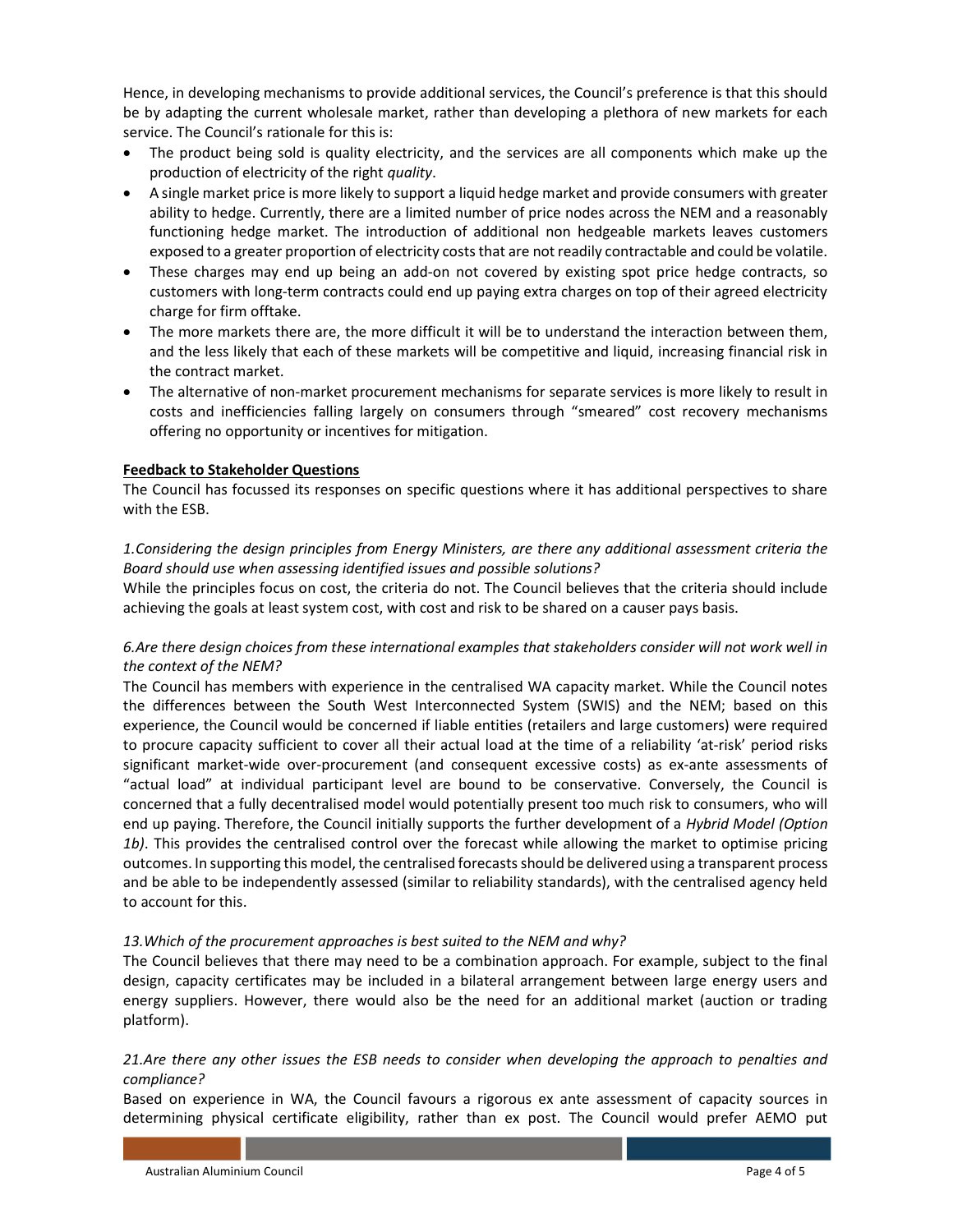Hence, in developing mechanisms to provide additional services, the Council's preference is that this should be by adapting the current wholesale market, rather than developing a plethora of new markets for each service. The Council's rationale for this is:

- The product being sold is quality electricity, and the services are all components which make up the production of electricity of the right *quality*.
- A single market price is more likely to support a liquid hedge market and provide consumers with greater ability to hedge. Currently, there are a limited number of price nodes across the NEM and a reasonably functioning hedge market. The introduction of additional non hedgeable markets leaves customers exposed to a greater proportion of electricity costs that are not readily contractable and could be volatile.
- These charges may end up being an add-on not covered by existing spot price hedge contracts, so customers with long-term contracts could end up paying extra charges on top of their agreed electricity charge for firm offtake.
- The more markets there are, the more difficult it will be to understand the interaction between them, and the less likely that each of these markets will be competitive and liquid, increasing financial risk in the contract market.
- The alternative of non-market procurement mechanisms for separate services is more likely to result in costs and inefficiencies falling largely on consumers through "smeared" cost recovery mechanisms offering no opportunity or incentives for mitigation.

**Feedback to Stakeholder Questions**

The Council has focussed its responses on specific questions where it has additional perspectives to share with the ESB.

*1.Considering the design principles from Energy Ministers, are there any additional assessment criteria the Board should use when assessing identified issues and possible solutions?*

While the principles focus on cost, the criteria do not. The Council believes that the criteria should include achieving the goals at least system cost, with cost and risk to be shared on a causer pays basis.

*6.Are there design choices from these international examples that stakeholders consider will not work well in the context of the NEM?*

The Council has members with experience in the centralised WA capacity market. While the Council notes the differences between the South West Interconnected System (SWIS) and the NEM; based on this experience, the Council would be concerned if liable entities (retailers and large customers) were required to procure capacity sufficient to cover all their actual load at the time of a reliability 'at-risk' period risks significant market-wide over-procurement (and consequent excessive costs) as ex-ante assessments of "actual load" at individual participant level are bound to be conservative. Conversely, the Council is concerned that a fully decentralised model would potentially present too much risk to consumers, who will end up paying. Therefore, the Council initially supports the further development of a *Hybrid Model (Option 1b)*. This provides the centralised control over the forecast while allowing the market to optimise pricing outcomes. In supporting this model, the centralised forecasts should be delivered using a transparent process and be able to be independently assessed (similar to reliability standards), with the centralised agency held to account for this.

*13.Which of the procurement approaches is best suited to the NEM and why?*

The Council believes that there may need to be a combination approach. For example, subject to the final design, capacity certificates may be included in a bilateral arrangement between large energy users and energy suppliers. However, there would also be the need for an additional market (auction or trading platform).

*21.Are there any other issues the ESB needs to consider when developing the approach to penalties and compliance?*

Based on experience in WA, the Council favours a rigorous ex ante assessment of capacity sources in determining physical certificate eligibility, rather than ex post. The Council would prefer AEMO put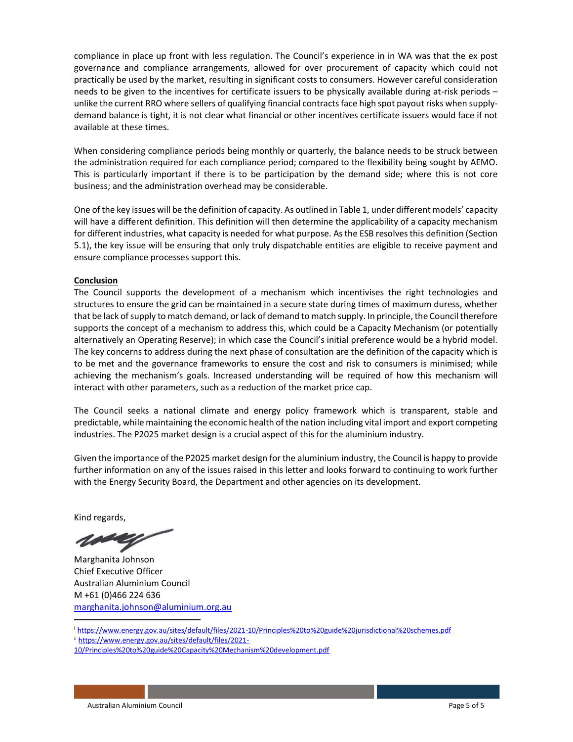compliance in place up front with less regulation. The Council's experience in in WA was that the ex post governance and compliance arrangements, allowed for over procurement of capacity which could not practically be used by the market, resulting in significant costs to consumers. However careful consideration needs to be given to the incentives for certificate issuers to be physically available during at-risk periods – unlike the current RRO where sellers of qualifying financial contracts face high spot payout risks when supply-demand balance is tight, it is not clear what financial or other incentives certificate issuers would face if not available at these times.

When considering compliance periods being monthly or quarterly, the balance needs to be struck between the administration required for each compliance period; compared to the flexibility being sought by AEMO. This is particularly important if there is to be participation by the demand side; where this is not core business; and the administration overhead may be considerable.

One of the key issues will be the definition of capacity. As outlined in Table 1, under different models' capacity will have a different definition. This definition will then determine the applicability of a capacity mechanism for different industries, what capacity is needed for what purpose. As the ESB resolves this definition (Section 5.1), the key issue will be ensuring that only truly dispatchable entities are eligible to receive payment and ensure compliance processes support this.

**Conclusion**

The Council supports the development of a mechanism which incentivises the right technologies and structures to ensure the grid can be maintained in a secure state during times of maximum duress, whether that be lack of supply to match demand, or lack of demand to match supply. In principle, the Council therefore supports the concept of a mechanism to address this, which could be a Capacity Mechanism (or potentially alternatively an Operating Reserve); in which case the Council's initial preference would be a hybrid model. The key concerns to address during the next phase of consultation are the definition of the capacity which is to be met and the governance frameworks to ensure the cost and risk to consumers is minimised; while achieving the mechanism's goals. Increased understanding will be required of how this mechanism will interact with other parameters, such as a reduction of the market price cap.

The Council seeks a national climate and energy policy framework which is transparent, stable and predictable, while maintaining the economic health of the nation including vital import and export competing industries. The P2025 market design is a crucial aspect of this for the aluminium industry.

Given the importance of the P2025 market design for the aluminium industry, the Council is happy to provide further information on any of the issues raised in this letter and looks forward to continuing to work further with the Energy Security Board, the Department and other agencies on its development.

Kind regards,

Marghanita Johnson
Chief Executive Officer
Australian Aluminium Council
M +61 (0)466 224 636
marghanita.johnson@aluminium.org.au

---

[i] https://www.energy.gov.au/sites/default/files/2021-10/Principles%20to%20guide%20jurisdictional%20schemes.pdf

[ii] https://www.energy.gov.au/sites/default/files/2021-10/Principles%20to%20guide%20Capacity%20Mechanism%20development.pdf